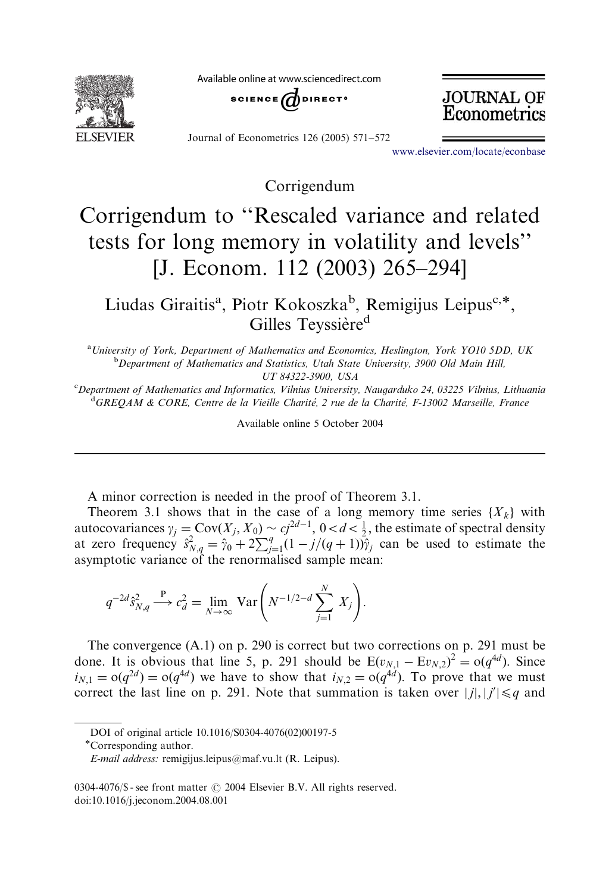Corrigendum

# Corrigendum to "Rescaled variance and related tests for long memory in volatility and levels" [J. Econom. 112 (2003) 265–294]

Liudas Giraitis[a], Piotr Kokoszka[b], Remigijus Leipus[c,*], Gilles Teyssière[d]

[a]University of York, Department of Mathematics and Economics, Heslington, York YO10 5DD, UK
[b]Department of Mathematics and Statistics, Utah State University, 3900 Old Main Hill, UT 84322-3900, USA
[c]Department of Mathematics and Informatics, Vilnius University, Naugarduko 24, 03225 Vilnius, Lithuania
[d]GREQAM & CORE, Centre de la Vieille Charité, 2 rue de la Charité, F-13002 Marseille, France

Available online 5 October 2004

---

A minor correction is needed in the proof of Theorem 3.1.

Theorem 3.1 shows that in the case of a long memory time series $\{X_k\}$ with autocovariances $\gamma_j = \mathrm{Cov}(X_j, X_0) \sim cj^{2d-1}$, $0 < d < \frac{1}{2}$, the estimate of spectral density at zero frequency $\hat{s}^2_{N,q} = \hat{\gamma}_0 + 2\sum_{j=1}^{q}(1 - j/(q+1))\hat{\gamma}_j$ can be used to estimate the asymptotic variance of the renormalised sample mean:

$$q^{-2d}\hat{s}^2_{N,q} \xrightarrow{\mathrm{P}} c_d^2 = \lim_{N\to\infty} \mathrm{Var}\left(N^{-1/2-d}\sum_{j=1}^{N} X_j\right).$$

The convergence (A.1) on p. 290 is correct but two corrections on p. 291 must be done. It is obvious that line 5, p. 291 should be $\mathrm{E}(v_{N,1} - \mathrm{E}v_{N,2})^2 = \mathrm{o}(q^{4d})$. Since $i_{N,1} = \mathrm{o}(q^{2d}) = \mathrm{o}(q^{4d})$ we have to show that $i_{N,2} = \mathrm{o}(q^{4d})$. To prove that we must correct the last line on p. 291. Note that summation is taken over $|j|, |j'| \leqslant q$ and

DOI of original article 10.1016/S0304-4076(02)00197-5

*Corresponding author.

*E-mail address:* remigijus.leipus@maf.vu.lt (R. Leipus).

0304-4076/$ - see front matter © 2004 Elsevier B.V. All rights reserved.
doi:10.1016/j.jeconom.2004.08.001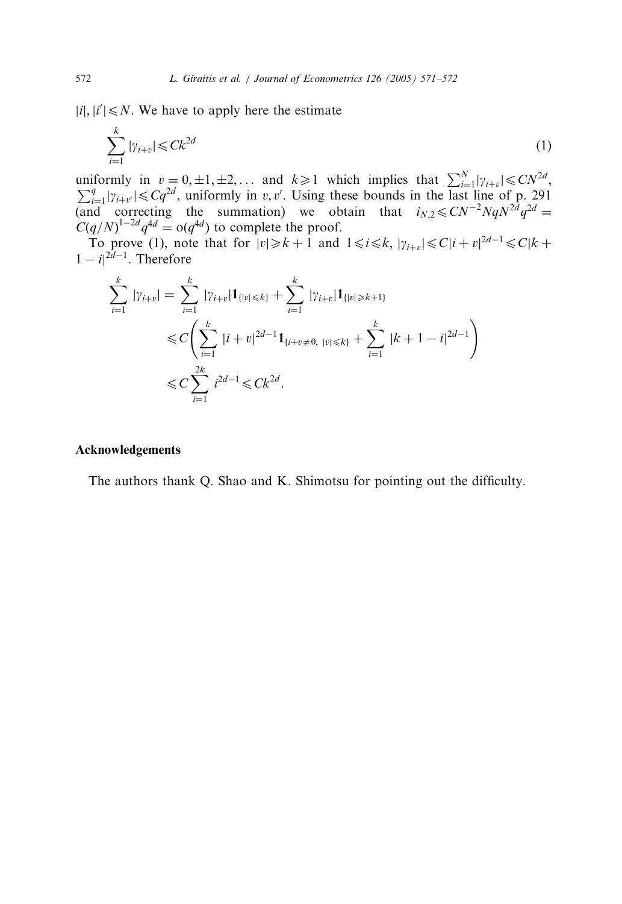$|i|, |i'| \leqslant N$. We have to apply here the estimate

$$\sum_{i=1}^{k} |\gamma_{i+v}| \leqslant Ck^{2d} \tag{1}$$

uniformly in $v = 0, \pm 1, \pm 2, \ldots$ and $k \geqslant 1$ which implies that $\sum_{i=1}^{N} |\gamma_{i+v}| \leqslant CN^{2d}$, $\sum_{i=1}^{q} |\gamma_{i+v'}| \leqslant Cq^{2d}$, uniformly in $v, v'$. Using these bounds in the last line of p. 291 (and correcting the summation) we obtain that $i_{N,2} \leqslant CN^{-2}NqN^{2d}q^{2d} = C(q/N)^{1-2d}q^{4d} = o(q^{4d})$ to complete the proof.

To prove (1), note that for $|v| \geqslant k+1$ and $1 \leqslant i \leqslant k$, $|\gamma_{i+v}| \leqslant C|i+v|^{2d-1} \leqslant C|k+1-i|^{2d-1}$. Therefore

$$\begin{aligned}
\sum_{i=1}^{k} |\gamma_{i+v}| &= \sum_{i=1}^{k} |\gamma_{i+v}| \mathbf{1}_{\{|v| \leqslant k\}} + \sum_{i=1}^{k} |\gamma_{i+v}| \mathbf{1}_{\{|v| \geqslant k+1\}} \\
&\leqslant C \left( \sum_{i=1}^{k} |i+v|^{2d-1} \mathbf{1}_{\{i+v \neq 0,\ |v| \leqslant k\}} + \sum_{i=1}^{k} |k+1-i|^{2d-1} \right) \\
&\leqslant C \sum_{i=1}^{2k} i^{2d-1} \leqslant Ck^{2d}.
\end{aligned}$$

## Acknowledgements

The authors thank Q. Shao and K. Shimotsu for pointing out the difficulty.